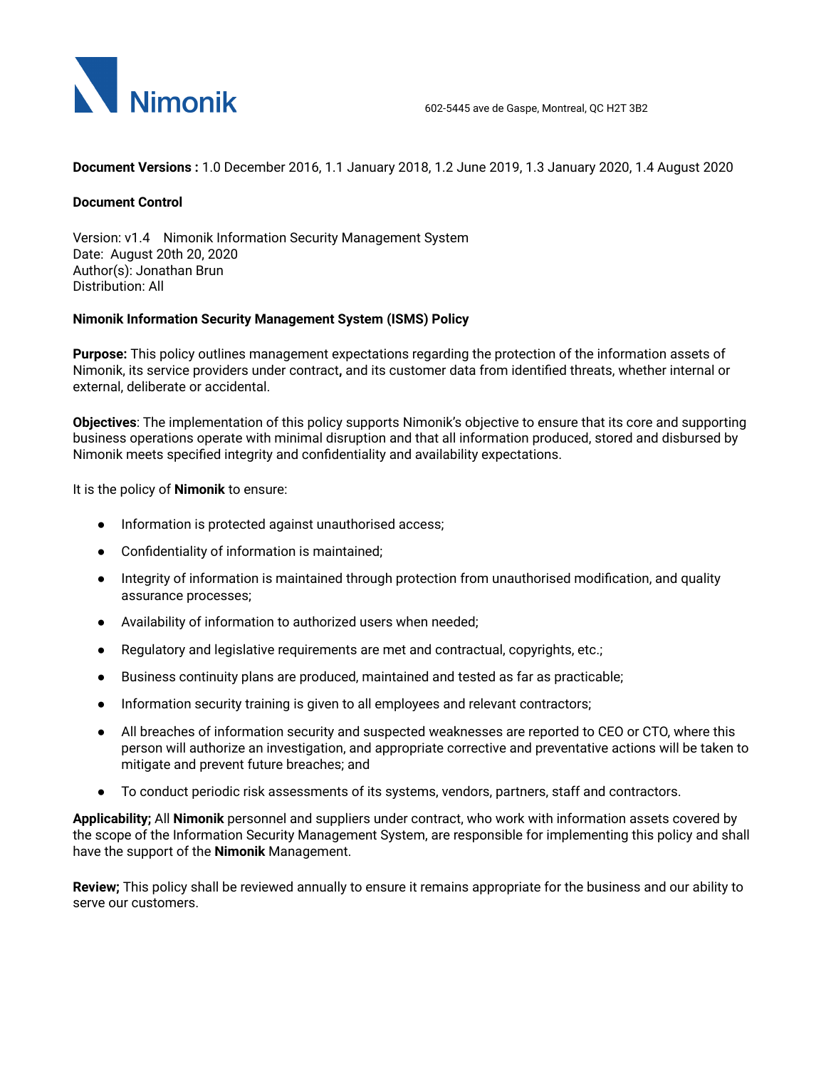Nimonik

602-5445 ave de Gaspe, Montreal, QC H2T 3B2

**Document Versions :** 1.0 December 2016, 1.1 January 2018, 1.2 June 2019, 1.3 January 2020, 1.4 August 2020

**Document Control**

Version: v1.4 Nimonik Information Security Management System
Date: August 20th 20, 2020
Author(s): Jonathan Brun
Distribution: All

**Nimonik Information Security Management System (ISMS) Policy**

**Purpose:** This policy outlines management expectations regarding the protection of the information assets of Nimonik, its service providers under contract**,** and its customer data from identified threats, whether internal or external, deliberate or accidental.

**Objectives**: The implementation of this policy supports Nimonik's objective to ensure that its core and supporting business operations operate with minimal disruption and that all information produced, stored and disbursed by Nimonik meets specified integrity and confidentiality and availability expectations.

It is the policy of **Nimonik** to ensure:

- Information is protected against unauthorised access;
- Confidentiality of information is maintained;
- Integrity of information is maintained through protection from unauthorised modification, and quality assurance processes;
- Availability of information to authorized users when needed;
- Regulatory and legislative requirements are met and contractual, copyrights, etc.;
- Business continuity plans are produced, maintained and tested as far as practicable;
- Information security training is given to all employees and relevant contractors;
- All breaches of information security and suspected weaknesses are reported to CEO or CTO, where this person will authorize an investigation, and appropriate corrective and preventative actions will be taken to mitigate and prevent future breaches; and
- To conduct periodic risk assessments of its systems, vendors, partners, staff and contractors.

**Applicability;** All **Nimonik** personnel and suppliers under contract, who work with information assets covered by the scope of the Information Security Management System, are responsible for implementing this policy and shall have the support of the **Nimonik** Management.

**Review;** This policy shall be reviewed annually to ensure it remains appropriate for the business and our ability to serve our customers.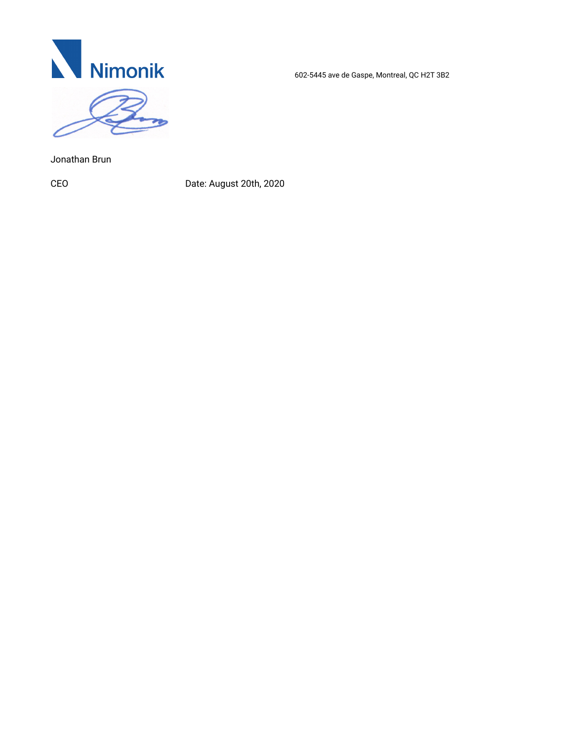Nimonik

602-5445 ave de Gaspe, Montreal, QC H2T 3B2

Jonathan Brun

CEO

Date: August 20th, 2020